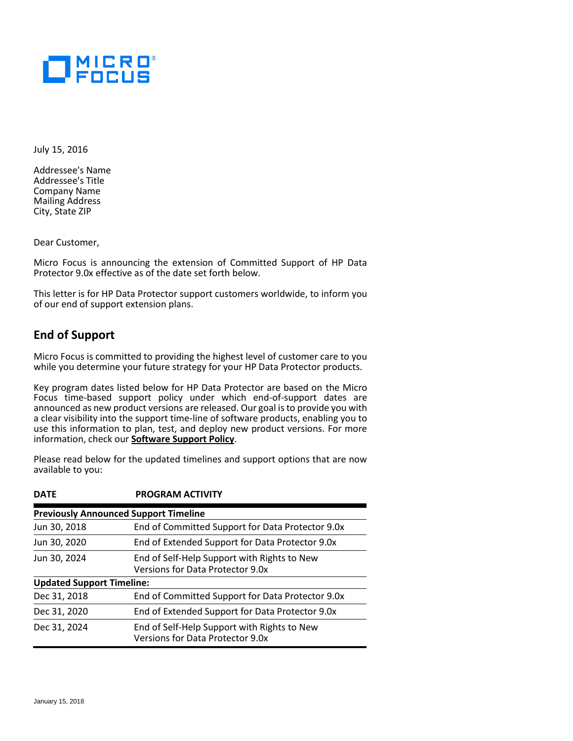MICRO FOCUS

July 15, 2016

Addressee's Name
Addressee's Title
Company Name
Mailing Address
City, State ZIP

Dear Customer,

Micro Focus is announcing the extension of Committed Support of HP Data Protector 9.0x effective as of the date set forth below.

This letter is for HP Data Protector support customers worldwide, to inform you of our end of support extension plans.

## End of Support

Micro Focus is committed to providing the highest level of customer care to you while you determine your future strategy for your HP Data Protector products.

Key program dates listed below for HP Data Protector are based on the Micro Focus time-based support policy under which end-of-support dates are announced as new product versions are released. Our goal is to provide you with a clear visibility into the support time-line of software products, enabling you to use this information to plan, test, and deploy new product versions. For more information, check our **Software Support Policy**.

Please read below for the updated timelines and support options that are now available to you:

| DATE | PROGRAM ACTIVITY |
|---|---|
| **Previously Announced Support Timeline** | |
| Jun 30, 2018 | End of Committed Support for Data Protector 9.0x |
| Jun 30, 2020 | End of Extended Support for Data Protector 9.0x |
| Jun 30, 2024 | End of Self-Help Support with Rights to New Versions for Data Protector 9.0x |
| **Updated Support Timeline:** | |
| Dec 31, 2018 | End of Committed Support for Data Protector 9.0x |
| Dec 31, 2020 | End of Extended Support for Data Protector 9.0x |
| Dec 31, 2024 | End of Self-Help Support with Rights to New Versions for Data Protector 9.0x |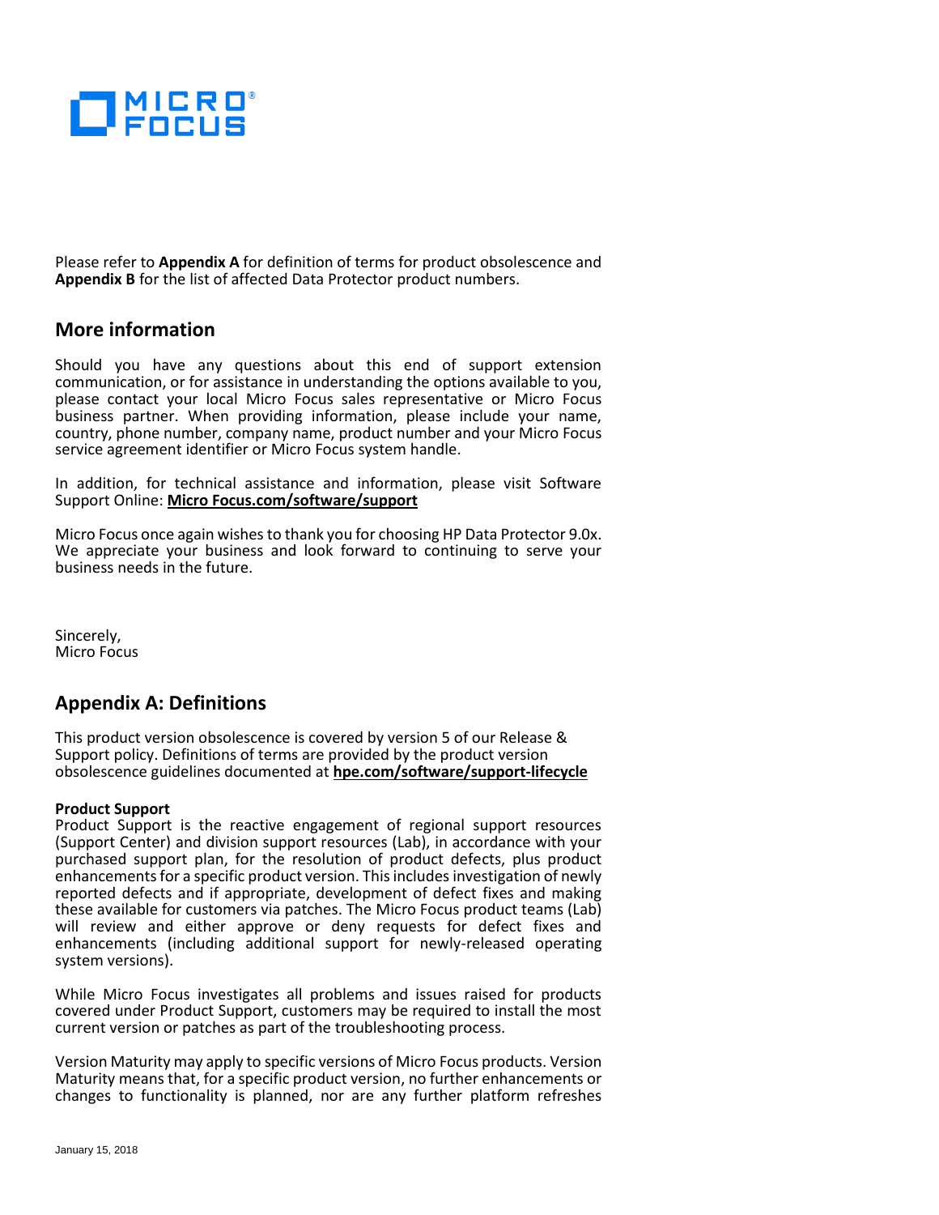Please refer to **Appendix A** for definition of terms for product obsolescence and **Appendix B** for the list of affected Data Protector product numbers.

## More information

Should you have any questions about this end of support extension communication, or for assistance in understanding the options available to you, please contact your local Micro Focus sales representative or Micro Focus business partner. When providing information, please include your name, country, phone number, company name, product number and your Micro Focus service agreement identifier or Micro Focus system handle.

In addition, for technical assistance and information, please visit Software Support Online: **Micro Focus.com/software/support**

Micro Focus once again wishes to thank you for choosing HP Data Protector 9.0x. We appreciate your business and look forward to continuing to serve your business needs in the future.

Sincerely,
Micro Focus

## Appendix A: Definitions

This product version obsolescence is covered by version 5 of our Release & Support policy. Definitions of terms are provided by the product version obsolescence guidelines documented at **hpe.com/software/support-lifecycle**

**Product Support**
Product Support is the reactive engagement of regional support resources (Support Center) and division support resources (Lab), in accordance with your purchased support plan, for the resolution of product defects, plus product enhancements for a specific product version. This includes investigation of newly reported defects and if appropriate, development of defect fixes and making these available for customers via patches. The Micro Focus product teams (Lab) will review and either approve or deny requests for defect fixes and enhancements (including additional support for newly-released operating system versions).

While Micro Focus investigates all problems and issues raised for products covered under Product Support, customers may be required to install the most current version or patches as part of the troubleshooting process.

Version Maturity may apply to specific versions of Micro Focus products. Version Maturity means that, for a specific product version, no further enhancements or changes to functionality is planned, nor are any further platform refreshes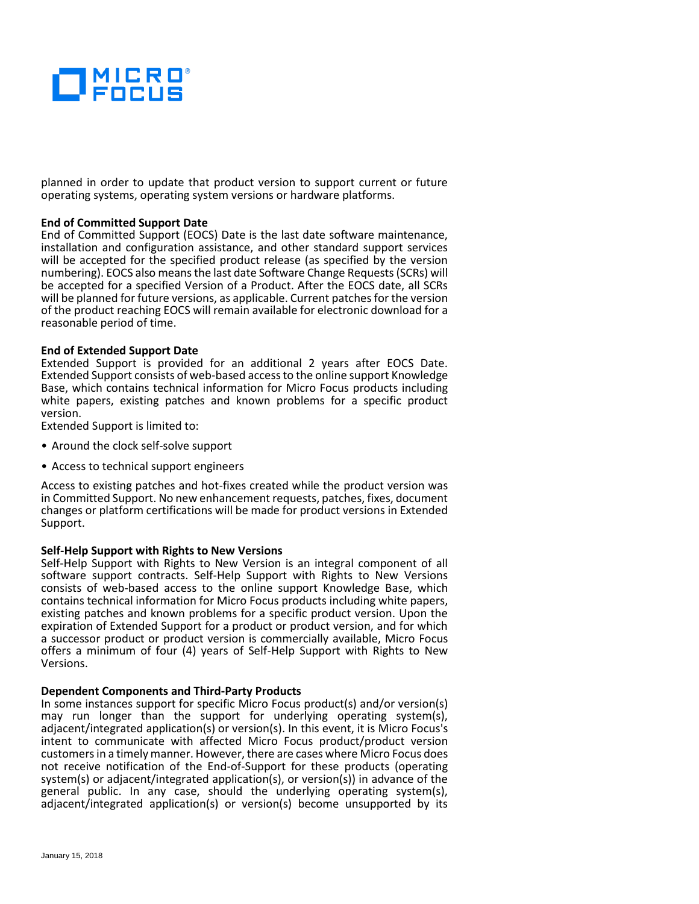planned in order to update that product version to support current or future operating systems, operating system versions or hardware platforms.

**End of Committed Support Date**

End of Committed Support (EOCS) Date is the last date software maintenance, installation and configuration assistance, and other standard support services will be accepted for the specified product release (as specified by the version numbering). EOCS also means the last date Software Change Requests (SCRs) will be accepted for a specified Version of a Product. After the EOCS date, all SCRs will be planned for future versions, as applicable. Current patches for the version of the product reaching EOCS will remain available for electronic download for a reasonable period of time.

**End of Extended Support Date**

Extended Support is provided for an additional 2 years after EOCS Date. Extended Support consists of web-based access to the online support Knowledge Base, which contains technical information for Micro Focus products including white papers, existing patches and known problems for a specific product version.

Extended Support is limited to:

- Around the clock self-solve support
- Access to technical support engineers

Access to existing patches and hot-fixes created while the product version was in Committed Support. No new enhancement requests, patches, fixes, document changes or platform certifications will be made for product versions in Extended Support.

**Self-Help Support with Rights to New Versions**

Self-Help Support with Rights to New Version is an integral component of all software support contracts. Self-Help Support with Rights to New Versions consists of web-based access to the online support Knowledge Base, which contains technical information for Micro Focus products including white papers, existing patches and known problems for a specific product version. Upon the expiration of Extended Support for a product or product version, and for which a successor product or product version is commercially available, Micro Focus offers a minimum of four (4) years of Self-Help Support with Rights to New Versions.

**Dependent Components and Third-Party Products**

In some instances support for specific Micro Focus product(s) and/or version(s) may run longer than the support for underlying operating system(s), adjacent/integrated application(s) or version(s). In this event, it is Micro Focus's intent to communicate with affected Micro Focus product/product version customers in a timely manner. However, there are cases where Micro Focus does not receive notification of the End-of-Support for these products (operating system(s) or adjacent/integrated application(s), or version(s)) in advance of the general public. In any case, should the underlying operating system(s), adjacent/integrated application(s) or version(s) become unsupported by its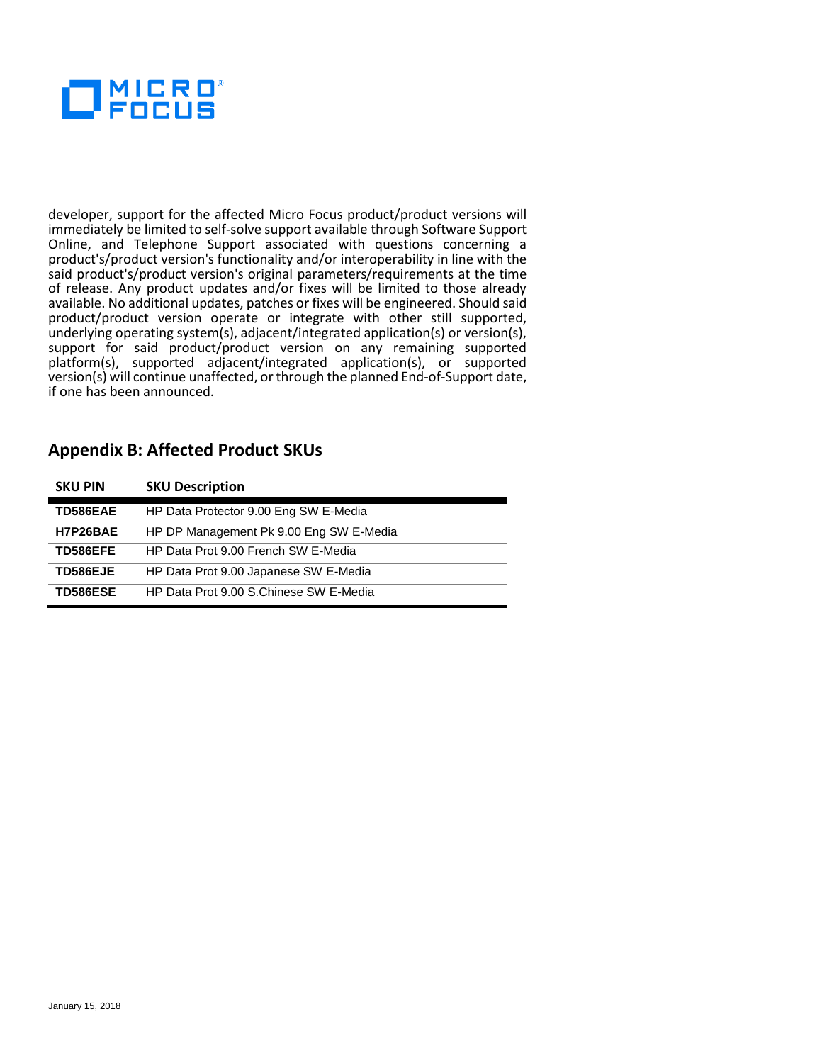developer, support for the affected Micro Focus product/product versions will immediately be limited to self-solve support available through Software Support Online, and Telephone Support associated with questions concerning a product's/product version's functionality and/or interoperability in line with the said product's/product version's original parameters/requirements at the time of release. Any product updates and/or fixes will be limited to those already available. No additional updates, patches or fixes will be engineered. Should said product/product version operate or integrate with other still supported, underlying operating system(s), adjacent/integrated application(s) or version(s), support for said product/product version on any remaining supported platform(s), supported adjacent/integrated application(s), or supported version(s) will continue unaffected, or through the planned End-of-Support date, if one has been announced.

## Appendix B: Affected Product SKUs

| SKU PIN | SKU Description |
|---|---|
| **TD586EAE** | HP Data Protector 9.00 Eng SW E-Media |
| **H7P26BAE** | HP DP Management Pk 9.00 Eng SW E-Media |
| **TD586EFE** | HP Data Prot 9.00 French SW E-Media |
| **TD586EJE** | HP Data Prot 9.00 Japanese SW E-Media |
| **TD586ESE** | HP Data Prot 9.00 S.Chinese SW E-Media |

January 15, 2018